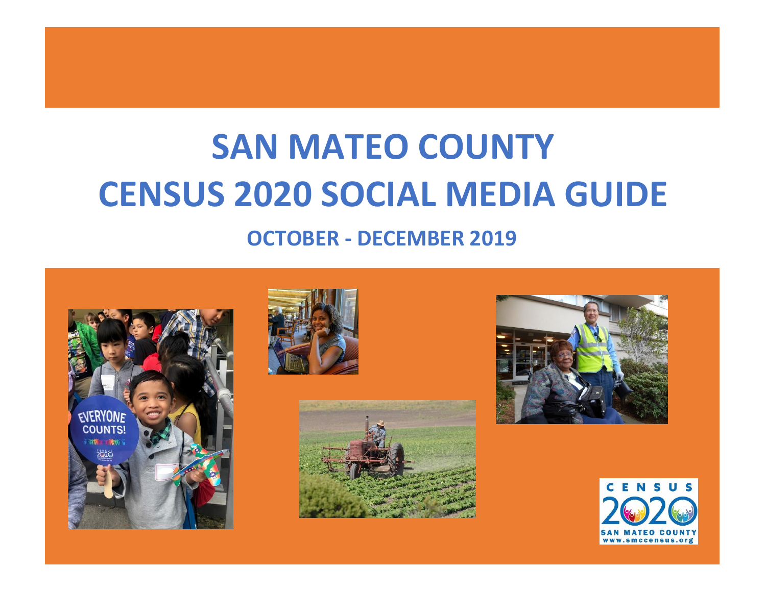# SAN MATEO COUNTY
# CENSUS 2020 SOCIAL MEDIA GUIDE

## OCTOBER - DECEMBER 2019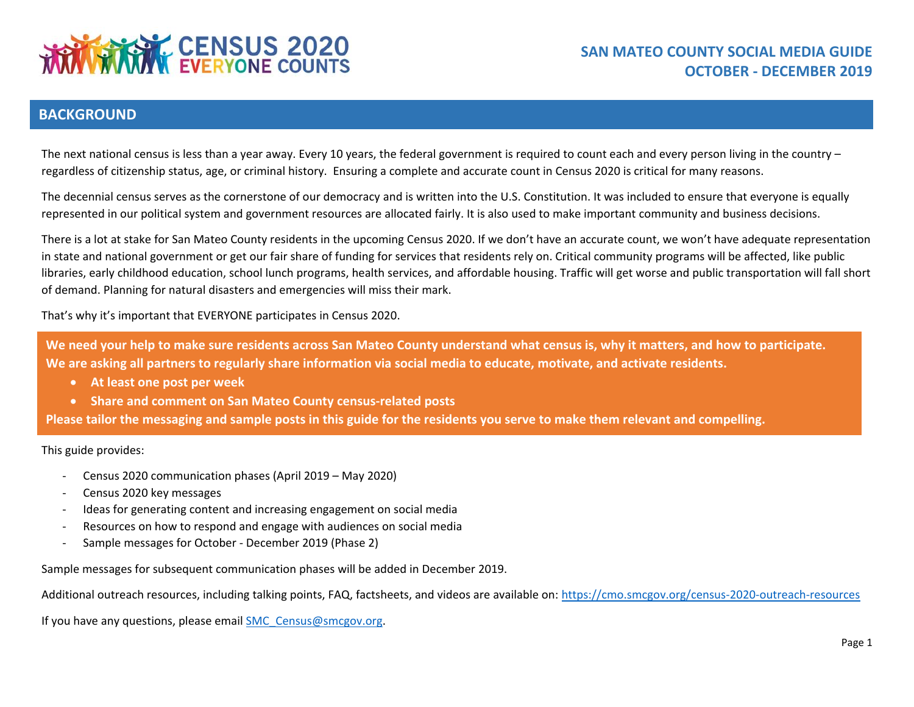# CENSUS 2020 EVERYONE COUNTS

## SAN MATEO COUNTY SOCIAL MEDIA GUIDE
## OCTOBER - DECEMBER 2019

## BACKGROUND

The next national census is less than a year away. Every 10 years, the federal government is required to count each and every person living in the country – regardless of citizenship status, age, or criminal history. Ensuring a complete and accurate count in Census 2020 is critical for many reasons.

The decennial census serves as the cornerstone of our democracy and is written into the U.S. Constitution. It was included to ensure that everyone is equally represented in our political system and government resources are allocated fairly. It is also used to make important community and business decisions.

There is a lot at stake for San Mateo County residents in the upcoming Census 2020. If we don't have an accurate count, we won't have adequate representation in state and national government or get our fair share of funding for services that residents rely on. Critical community programs will be affected, like public libraries, early childhood education, school lunch programs, health services, and affordable housing. Traffic will get worse and public transportation will fall short of demand. Planning for natural disasters and emergencies will miss their mark.

That's why it's important that EVERYONE participates in Census 2020.

**We need your help to make sure residents across San Mateo County understand what census is, why it matters, and how to participate. We are asking all partners to regularly share information via social media to educate, motivate, and activate residents.**

- **At least one post per week**
- **Share and comment on San Mateo County census-related posts**

**Please tailor the messaging and sample posts in this guide for the residents you serve to make them relevant and compelling.**

This guide provides:

- Census 2020 communication phases (April 2019 – May 2020)
- Census 2020 key messages
- Ideas for generating content and increasing engagement on social media
- Resources on how to respond and engage with audiences on social media
- Sample messages for October - December 2019 (Phase 2)

Sample messages for subsequent communication phases will be added in December 2019.

Additional outreach resources, including talking points, FAQ, factsheets, and videos are available on: https://cmo.smcgov.org/census-2020-outreach-resources

If you have any questions, please email SMC_Census@smcgov.org.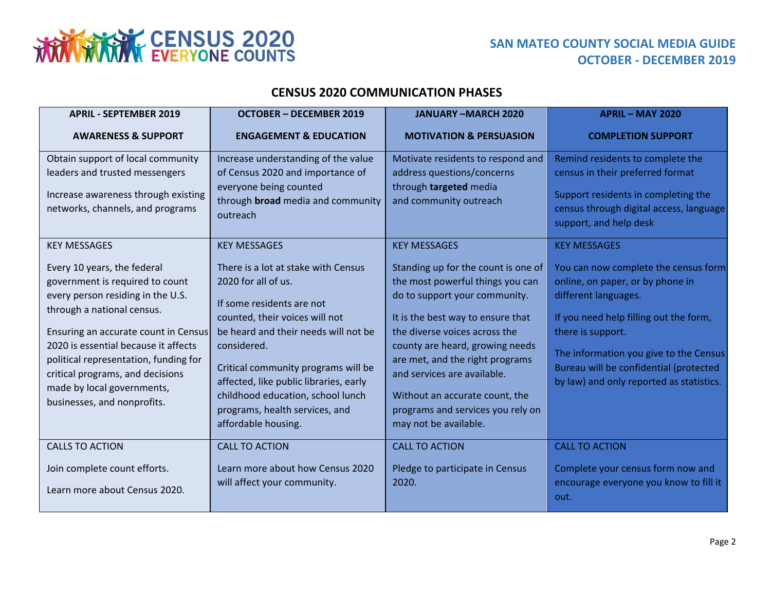# CENSUS 2020 COMMUNICATION PHASES

| APRIL - SEPTEMBER 2019<br><br>AWARENESS & SUPPORT | OCTOBER – DECEMBER 2019<br><br>ENGAGEMENT & EDUCATION | JANUARY –MARCH 2020<br><br>MOTIVATION & PERSUASION | APRIL – MAY 2020<br><br>COMPLETION SUPPORT |
| --- | --- | --- | --- |
| Obtain support of local community leaders and trusted messengers<br><br>Increase awareness through existing networks, channels, and programs | Increase understanding of the value of Census 2020 and importance of everyone being counted through **broad** media and community outreach | Motivate residents to respond and address questions/concerns through **targeted** media and community outreach | Remind residents to complete the census in their preferred format<br><br>Support residents in completing the census through digital access, language support, and help desk |
| KEY MESSAGES<br><br>Every 10 years, the federal government is required to count every person residing in the U.S. through a national census.<br><br>Ensuring an accurate count in Census 2020 is essential because it affects political representation, funding for critical programs, and decisions made by local governments, businesses, and nonprofits. | KEY MESSAGES<br><br>There is a lot at stake with Census 2020 for all of us.<br><br>If some residents are not counted, their voices will not be heard and their needs will not be considered.<br><br>Critical community programs will be affected, like public libraries, early childhood education, school lunch programs, health services, and affordable housing. | KEY MESSAGES<br><br>Standing up for the count is one of the most powerful things you can do to support your community.<br><br>It is the best way to ensure that the diverse voices across the county are heard, growing needs are met, and the right programs and services are available.<br><br>Without an accurate count, the programs and services you rely on may not be available. | KEY MESSAGES<br><br>You can now complete the census form online, on paper, or by phone in different languages.<br><br>If you need help filling out the form, there is support.<br><br>The information you give to the Census Bureau will be confidential (protected by law) and only reported as statistics. |
| CALLS TO ACTION<br><br>Join complete count efforts.<br><br>Learn more about Census 2020. | CALL TO ACTION<br><br>Learn more about how Census 2020 will affect your community. | CALL TO ACTION<br><br>Pledge to participate in Census 2020. | CALL TO ACTION<br><br>Complete your census form now and encourage everyone you know to fill it out. |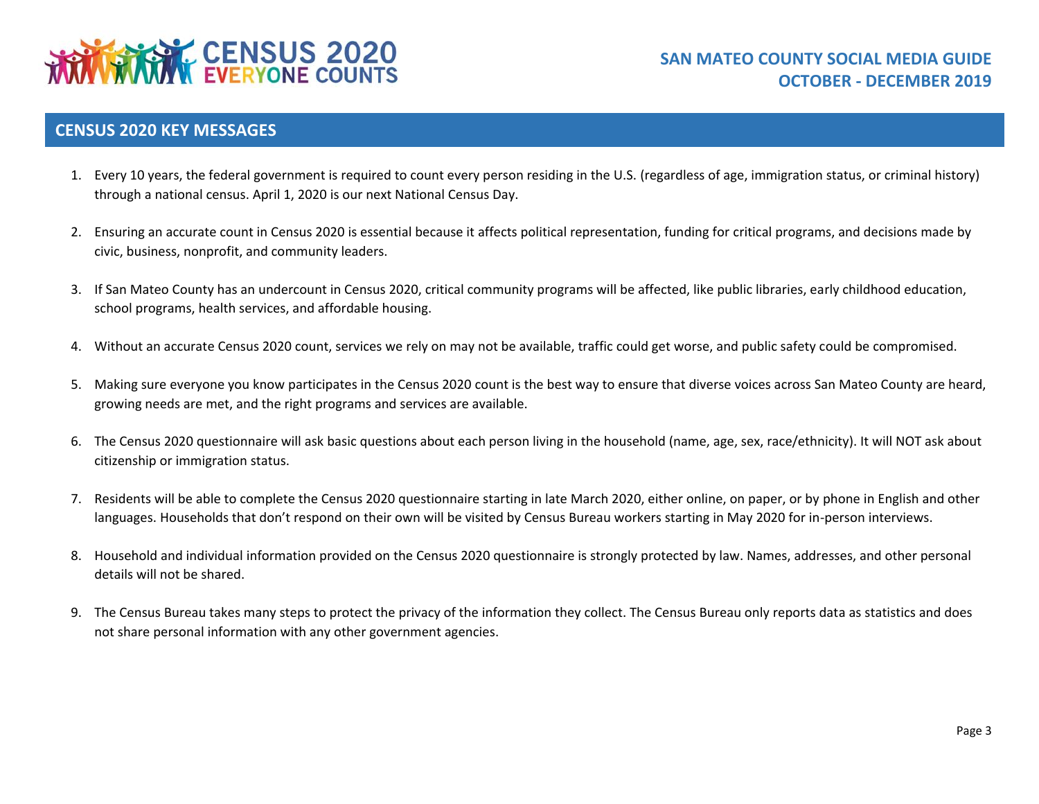## CENSUS 2020 KEY MESSAGES

1. Every 10 years, the federal government is required to count every person residing in the U.S. (regardless of age, immigration status, or criminal history) through a national census. April 1, 2020 is our next National Census Day.

2. Ensuring an accurate count in Census 2020 is essential because it affects political representation, funding for critical programs, and decisions made by civic, business, nonprofit, and community leaders.

3. If San Mateo County has an undercount in Census 2020, critical community programs will be affected, like public libraries, early childhood education, school programs, health services, and affordable housing.

4. Without an accurate Census 2020 count, services we rely on may not be available, traffic could get worse, and public safety could be compromised.

5. Making sure everyone you know participates in the Census 2020 count is the best way to ensure that diverse voices across San Mateo County are heard, growing needs are met, and the right programs and services are available.

6. The Census 2020 questionnaire will ask basic questions about each person living in the household (name, age, sex, race/ethnicity). It will NOT ask about citizenship or immigration status.

7. Residents will be able to complete the Census 2020 questionnaire starting in late March 2020, either online, on paper, or by phone in English and other languages. Households that don't respond on their own will be visited by Census Bureau workers starting in May 2020 for in-person interviews.

8. Household and individual information provided on the Census 2020 questionnaire is strongly protected by law. Names, addresses, and other personal details will not be shared.

9. The Census Bureau takes many steps to protect the privacy of the information they collect. The Census Bureau only reports data as statistics and does not share personal information with any other government agencies.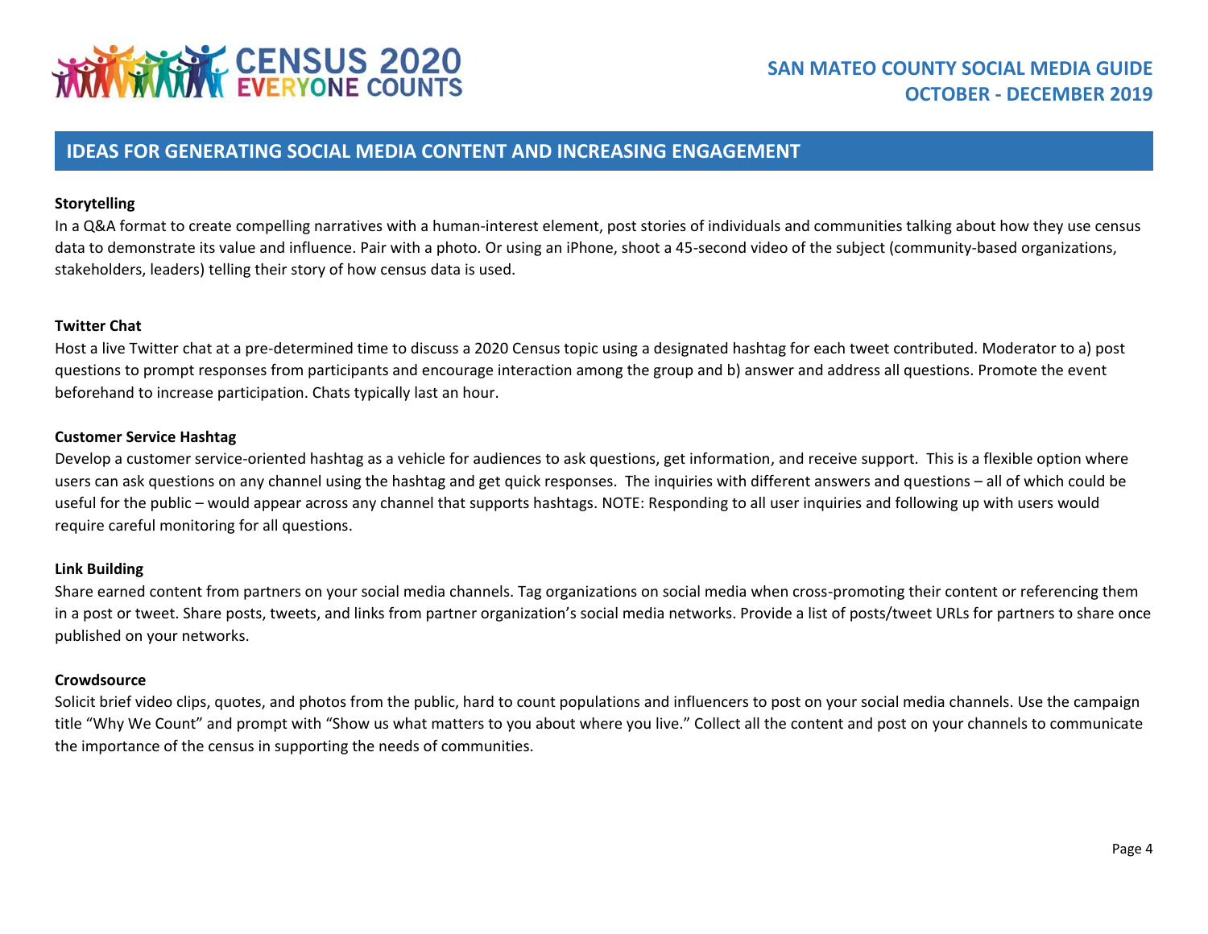## IDEAS FOR GENERATING SOCIAL MEDIA CONTENT AND INCREASING ENGAGEMENT

**Storytelling**

In a Q&A format to create compelling narratives with a human-interest element, post stories of individuals and communities talking about how they use census data to demonstrate its value and influence. Pair with a photo. Or using an iPhone, shoot a 45-second video of the subject (community-based organizations, stakeholders, leaders) telling their story of how census data is used.

**Twitter Chat**

Host a live Twitter chat at a pre-determined time to discuss a 2020 Census topic using a designated hashtag for each tweet contributed. Moderator to a) post questions to prompt responses from participants and encourage interaction among the group and b) answer and address all questions. Promote the event beforehand to increase participation. Chats typically last an hour.

**Customer Service Hashtag**

Develop a customer service-oriented hashtag as a vehicle for audiences to ask questions, get information, and receive support. This is a flexible option where users can ask questions on any channel using the hashtag and get quick responses. The inquiries with different answers and questions – all of which could be useful for the public – would appear across any channel that supports hashtags. NOTE: Responding to all user inquiries and following up with users would require careful monitoring for all questions.

**Link Building**

Share earned content from partners on your social media channels. Tag organizations on social media when cross-promoting their content or referencing them in a post or tweet. Share posts, tweets, and links from partner organization's social media networks. Provide a list of posts/tweet URLs for partners to share once published on your networks.

**Crowdsource**

Solicit brief video clips, quotes, and photos from the public, hard to count populations and influencers to post on your social media channels. Use the campaign title "Why We Count" and prompt with "Show us what matters to you about where you live." Collect all the content and post on your channels to communicate the importance of the census in supporting the needs of communities.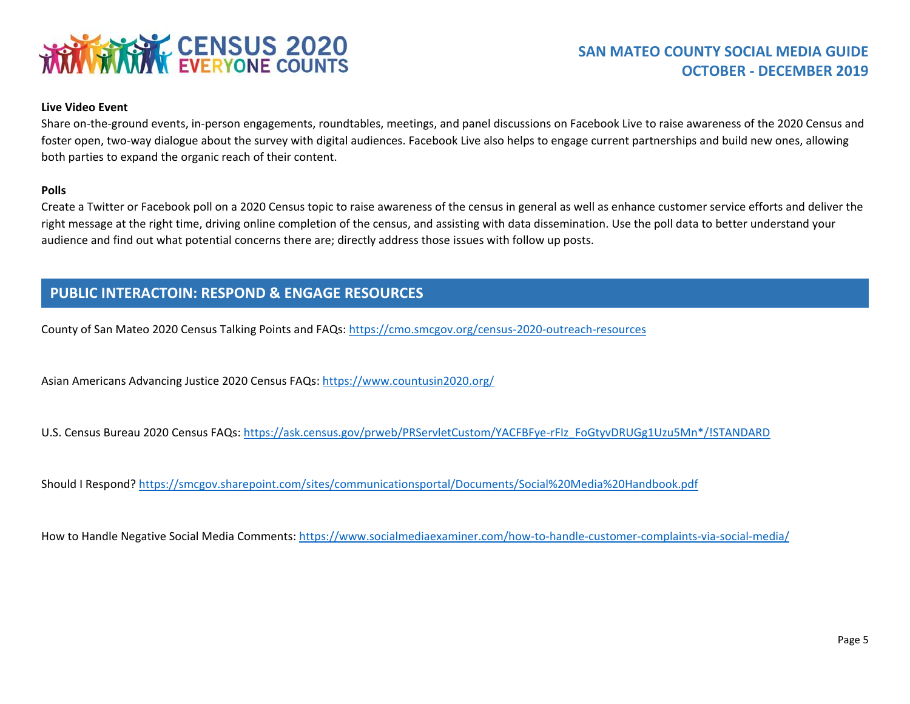**Live Video Event**

Share on-the-ground events, in-person engagements, roundtables, meetings, and panel discussions on Facebook Live to raise awareness of the 2020 Census and foster open, two-way dialogue about the survey with digital audiences. Facebook Live also helps to engage current partnerships and build new ones, allowing both parties to expand the organic reach of their content.

**Polls**

Create a Twitter or Facebook poll on a 2020 Census topic to raise awareness of the census in general as well as enhance customer service efforts and deliver the right message at the right time, driving online completion of the census, and assisting with data dissemination. Use the poll data to better understand your audience and find out what potential concerns there are; directly address those issues with follow up posts.

## PUBLIC INTERACTOIN: RESPOND & ENGAGE RESOURCES

County of San Mateo 2020 Census Talking Points and FAQs: https://cmo.smcgov.org/census-2020-outreach-resources

Asian Americans Advancing Justice 2020 Census FAQs: https://www.countusin2020.org/

U.S. Census Bureau 2020 Census FAQs: https://ask.census.gov/prweb/PRServletCustom/YACFBFye-rFIz_FoGtyvDRUGg1Uzu5Mn*/!STANDARD

Should I Respond? https://smcgov.sharepoint.com/sites/communicationsportal/Documents/Social%20Media%20Handbook.pdf

How to Handle Negative Social Media Comments: https://www.socialmediaexaminer.com/how-to-handle-customer-complaints-via-social-media/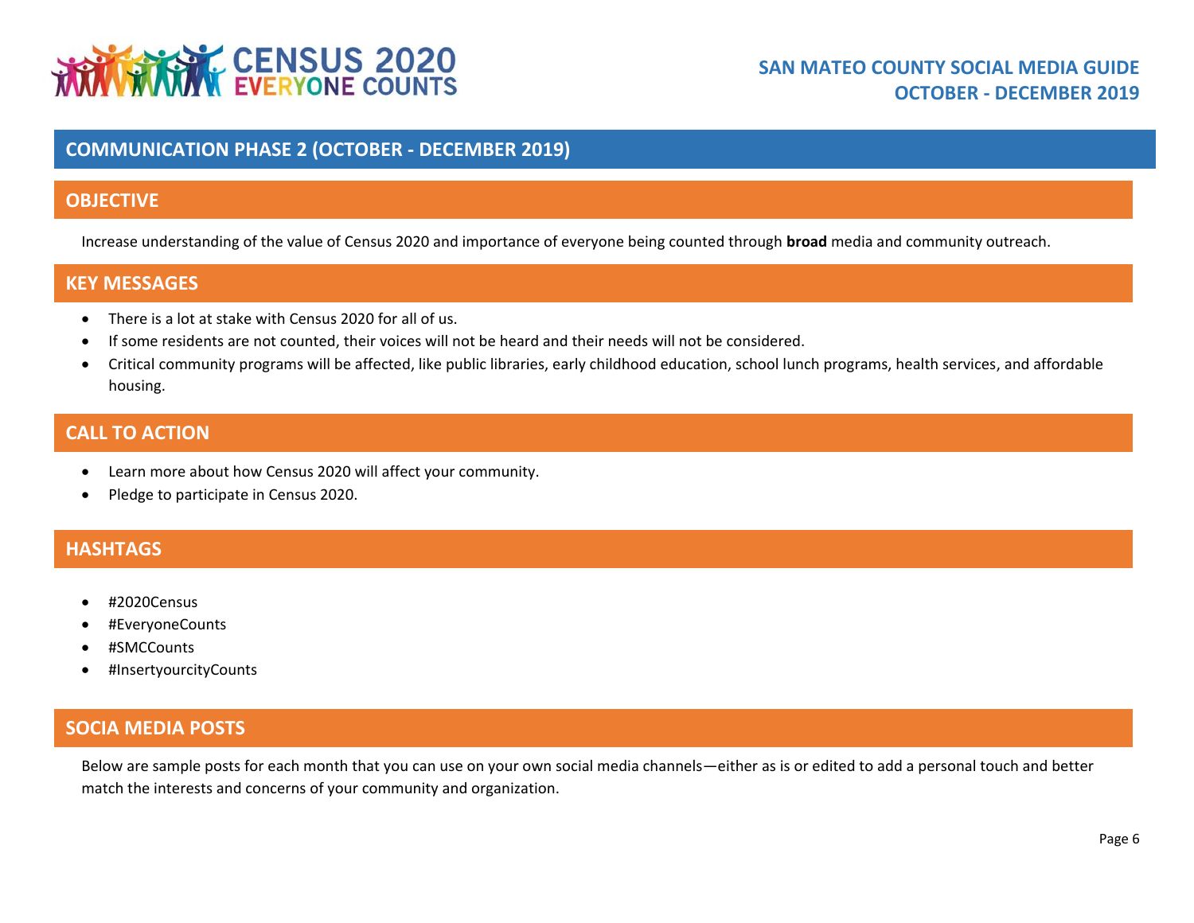## COMMUNICATION PHASE 2 (OCTOBER - DECEMBER 2019)

### OBJECTIVE

Increase understanding of the value of Census 2020 and importance of everyone being counted through **broad** media and community outreach.

### KEY MESSAGES

- There is a lot at stake with Census 2020 for all of us.
- If some residents are not counted, their voices will not be heard and their needs will not be considered.
- Critical community programs will be affected, like public libraries, early childhood education, school lunch programs, health services, and affordable housing.

### CALL TO ACTION

- Learn more about how Census 2020 will affect your community.
- Pledge to participate in Census 2020.

### HASHTAGS

- #2020Census
- #EveryoneCounts
- #SMCCounts
- #InsertyourcityCounts

### SOCIA MEDIA POSTS

Below are sample posts for each month that you can use on your own social media channels—either as is or edited to add a personal touch and better match the interests and concerns of your community and organization.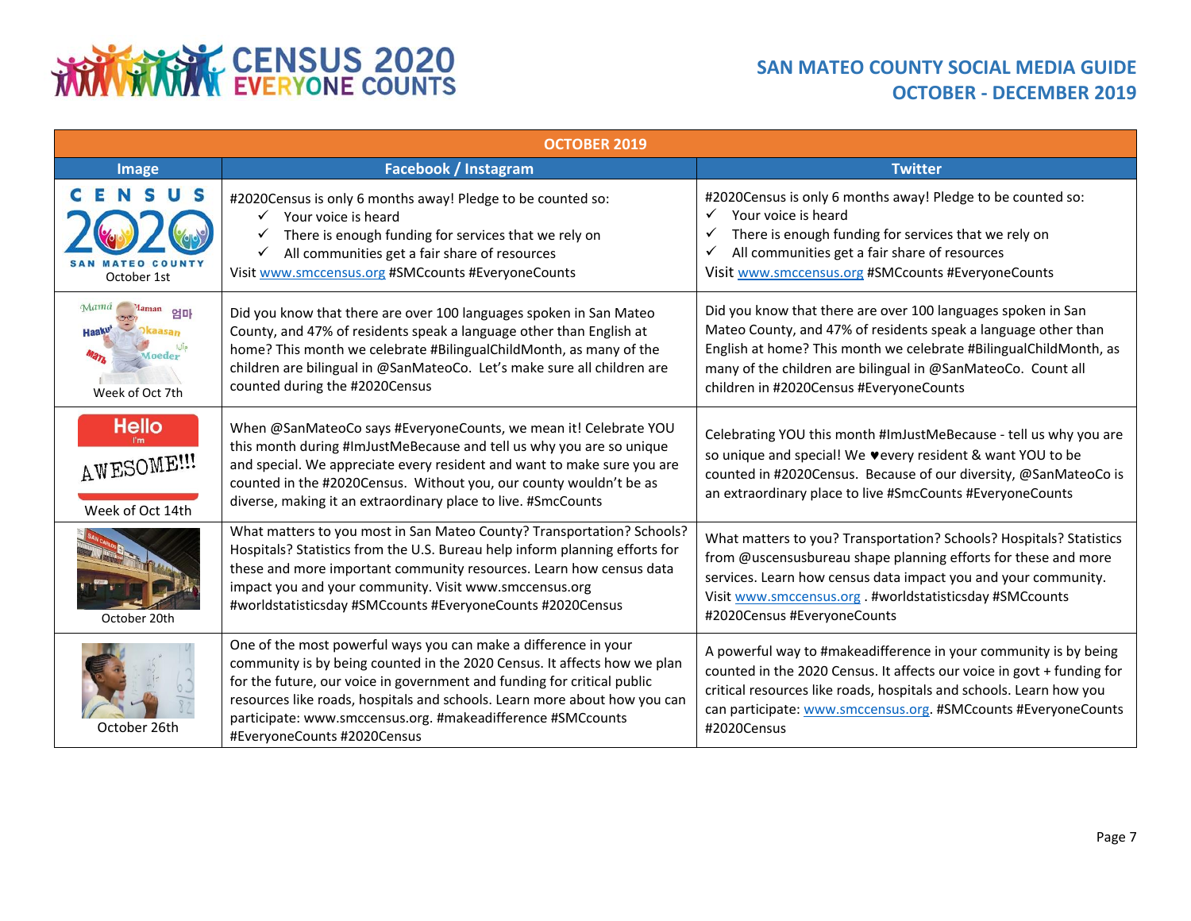# SAN MATEO COUNTY SOCIAL MEDIA GUIDE
## OCTOBER - DECEMBER 2019

| OCTOBER 2019 | | |
|---|---|---|
| **Image** | **Facebook / Instagram** | **Twitter** |
| October 1st | #2020Census is only 6 months away! Pledge to be counted so: ✓ Your voice is heard ✓ There is enough funding for services that we rely on ✓ All communities get a fair share of resources Visit www.smccensus.org #SMCcounts #EveryoneCounts | #2020Census is only 6 months away! Pledge to be counted so: ✓ Your voice is heard ✓ There is enough funding for services that we rely on ✓ All communities get a fair share of resources Visit www.smccensus.org #SMCcounts #EveryoneCounts |
| Week of Oct 7th | Did you know that there are over 100 languages spoken in San Mateo County, and 47% of residents speak a language other than English at home? This month we celebrate #BilingualChildMonth, as many of the children are bilingual in @SanMateoCo. Let's make sure all children are counted during the #2020Census | Did you know that there are over 100 languages spoken in San Mateo County, and 47% of residents speak a language other than English at home? This month we celebrate #BilingualChildMonth, as many of the children are bilingual in @SanMateoCo. Count all children in #2020Census #EveryoneCounts |
| Week of Oct 14th | When @SanMateoCo says #EveryoneCounts, we mean it! Celebrate YOU this month during #ImJustMeBecause and tell us why you are so unique and special. We appreciate every resident and want to make sure you are counted in the #2020Census. Without you, our county wouldn't be as diverse, making it an extraordinary place to live. #SmcCounts | Celebrating YOU this month #ImJustMeBecause - tell us why you are so unique and special! We ♥every resident & want YOU to be counted in #2020Census. Because of our diversity, @SanMateoCo is an extraordinary place to live #SmcCounts #EveryoneCounts |
| October 20th | What matters to you most in San Mateo County? Transportation? Schools? Hospitals? Statistics from the U.S. Bureau help inform planning efforts for these and more important community resources. Learn how census data impact you and your community. Visit www.smccensus.org #worldstatisticsday #SMCcounts #EveryoneCounts #2020Census | What matters to you? Transportation? Schools? Hospitals? Statistics from @uscensusbureau shape planning efforts for these and more services. Learn how census data impact you and your community. Visit www.smccensus.org . #worldstatisticsday #SMCcounts #2020Census #EveryoneCounts |
| October 26th | One of the most powerful ways you can make a difference in your community is by being counted in the 2020 Census. It affects how we plan for the future, our voice in government and funding for critical public resources like roads, hospitals and schools. Learn more about how you can participate: www.smccensus.org. #makeadifference #SMCcounts #EveryoneCounts #2020Census | A powerful way to #makeadifference in your community is by being counted in the 2020 Census. It affects our voice in govt + funding for critical resources like roads, hospitals and schools. Learn how you can participate: www.smccensus.org. #SMCcounts #EveryoneCounts #2020Census |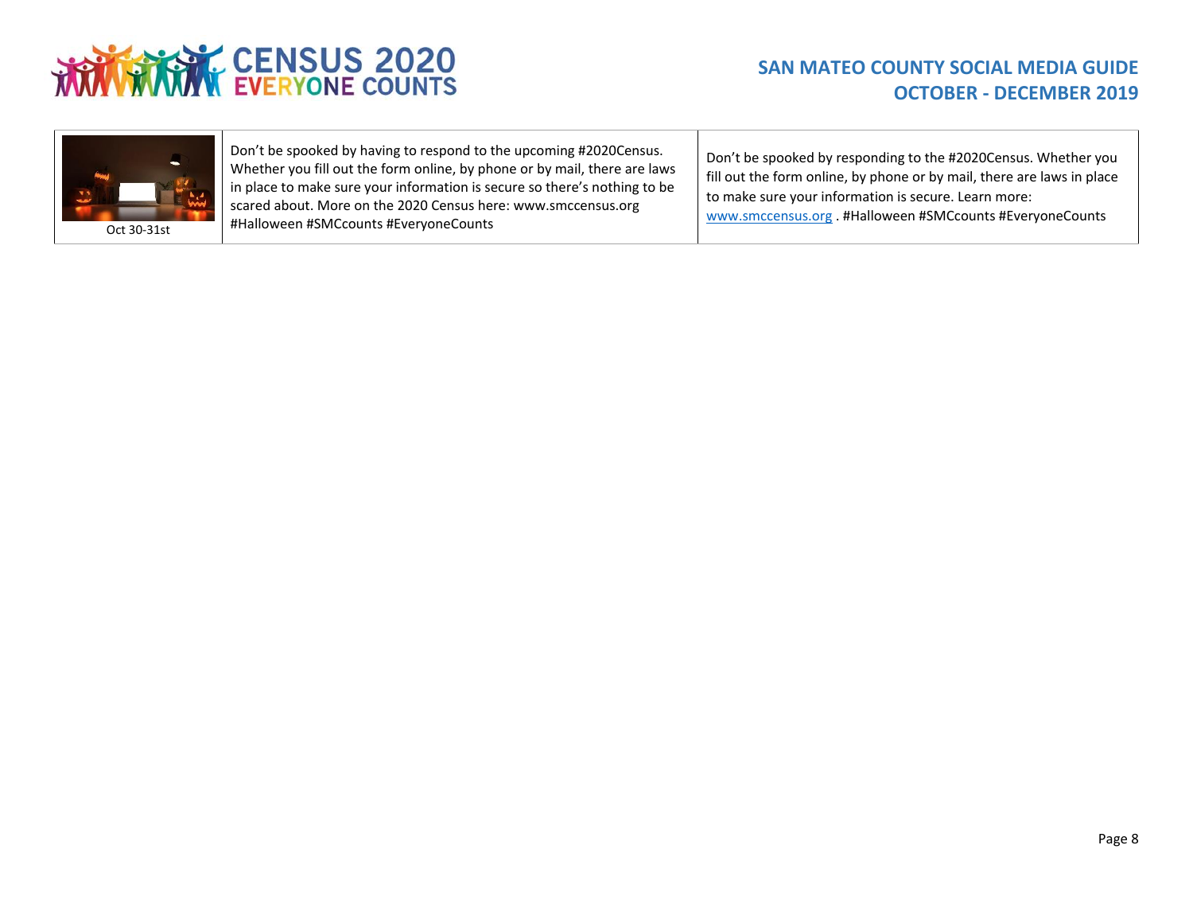| Oct 30-31st | Don't be spooked by having to respond to the upcoming #2020Census. Whether you fill out the form online, by phone or by mail, there are laws in place to make sure your information is secure so there's nothing to be scared about. More on the 2020 Census here: www.smccensus.org #Halloween #SMCcounts #EveryoneCounts | Don't be spooked by responding to the #2020Census. Whether you fill out the form online, by phone or by mail, there are laws in place to make sure your information is secure. Learn more: www.smccensus.org . #Halloween #SMCcounts #EveryoneCounts |
|---|---|---|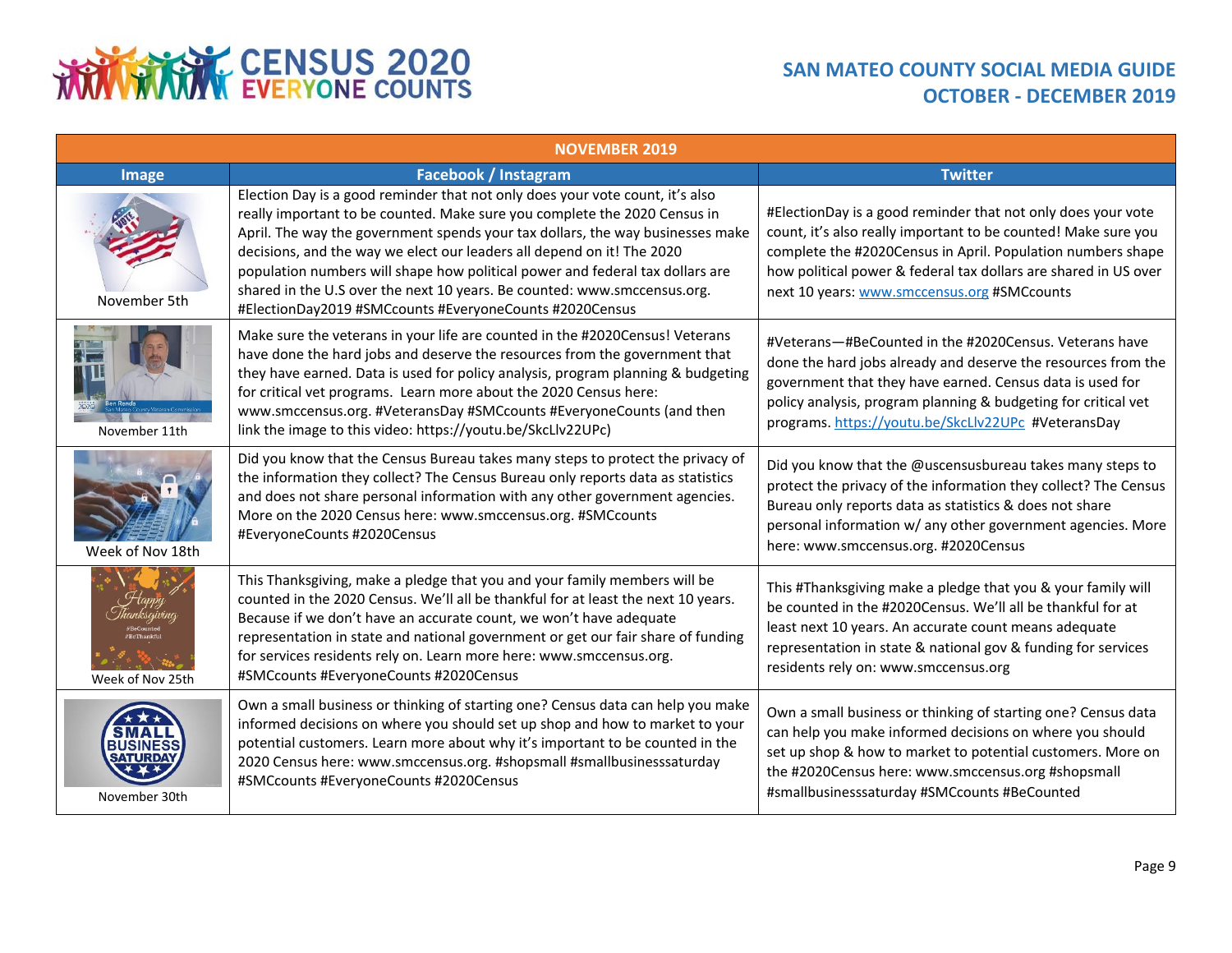# CENSUS 2020 EVERYONE COUNTS

## SAN MATEO COUNTY SOCIAL MEDIA GUIDE
## OCTOBER - DECEMBER 2019

| NOVEMBER 2019 | | |
|---|---|---|
| **Image** | **Facebook / Instagram** | **Twitter** |
| November 5th | Election Day is a good reminder that not only does your vote count, it's also really important to be counted. Make sure you complete the 2020 Census in April. The way the government spends your tax dollars, the way businesses make decisions, and the way we elect our leaders all depend on it! The 2020 population numbers will shape how political power and federal tax dollars are shared in the U.S over the next 10 years. Be counted: www.smccensus.org. #ElectionDay2019 #SMCcounts #EveryoneCounts #2020Census | #ElectionDay is a good reminder that not only does your vote count, it's also really important to be counted! Make sure you complete the #2020Census in April. Population numbers shape how political power & federal tax dollars are shared in US over next 10 years: www.smccensus.org #SMCcounts |
| November 11th | Make sure the veterans in your life are counted in the #2020Census! Veterans have done the hard jobs and deserve the resources from the government that they have earned. Data is used for policy analysis, program planning & budgeting for critical vet programs. Learn more about the 2020 Census here: www.smccensus.org. #VeteransDay #SMCcounts #EveryoneCounts (and then link the image to this video: https://youtu.be/SkcLlv22UPc) | #Veterans—#BeCounted in the #2020Census. Veterans have done the hard jobs already and deserve the resources from the government that they have earned. Census data is used for policy analysis, program planning & budgeting for critical vet programs. https://youtu.be/SkcLlv22UPc #VeteransDay |
| Week of Nov 18th | Did you know that the Census Bureau takes many steps to protect the privacy of the information they collect? The Census Bureau only reports data as statistics and does not share personal information with any other government agencies. More on the 2020 Census here: www.smccensus.org. #SMCcounts #EveryoneCounts #2020Census | Did you know that the @uscensusbureau takes many steps to protect the privacy of the information they collect? The Census Bureau only reports data as statistics & does not share personal information w/ any other government agencies. More here: www.smccensus.org. #2020Census |
| Week of Nov 25th | This Thanksgiving, make a pledge that you and your family members will be counted in the 2020 Census. We'll all be thankful for at least the next 10 years. Because if we don't have an accurate count, we won't have adequate representation in state and national government or get our fair share of funding for services residents rely on. Learn more here: www.smccensus.org. #SMCcounts #EveryoneCounts #2020Census | This #Thanksgiving make a pledge that you & your family will be counted in the #2020Census. We'll all be thankful for at least next 10 years. An accurate count means adequate representation in state & national gov & funding for services residents rely on: www.smccensus.org |
| November 30th | Own a small business or thinking of starting one? Census data can help you make informed decisions on where you should set up shop and how to market to your potential customers. Learn more about why it's important to be counted in the 2020 Census here: www.smccensus.org. #shopsmall #smallbusinesssaturday #SMCcounts #EveryoneCounts #2020Census | Own a small business or thinking of starting one? Census data can help you make informed decisions on where you should set up shop & how to market to potential customers. More on the #2020Census here: www.smccensus.org #shopsmall #smallbusinesssaturday #SMCcounts #BeCounted |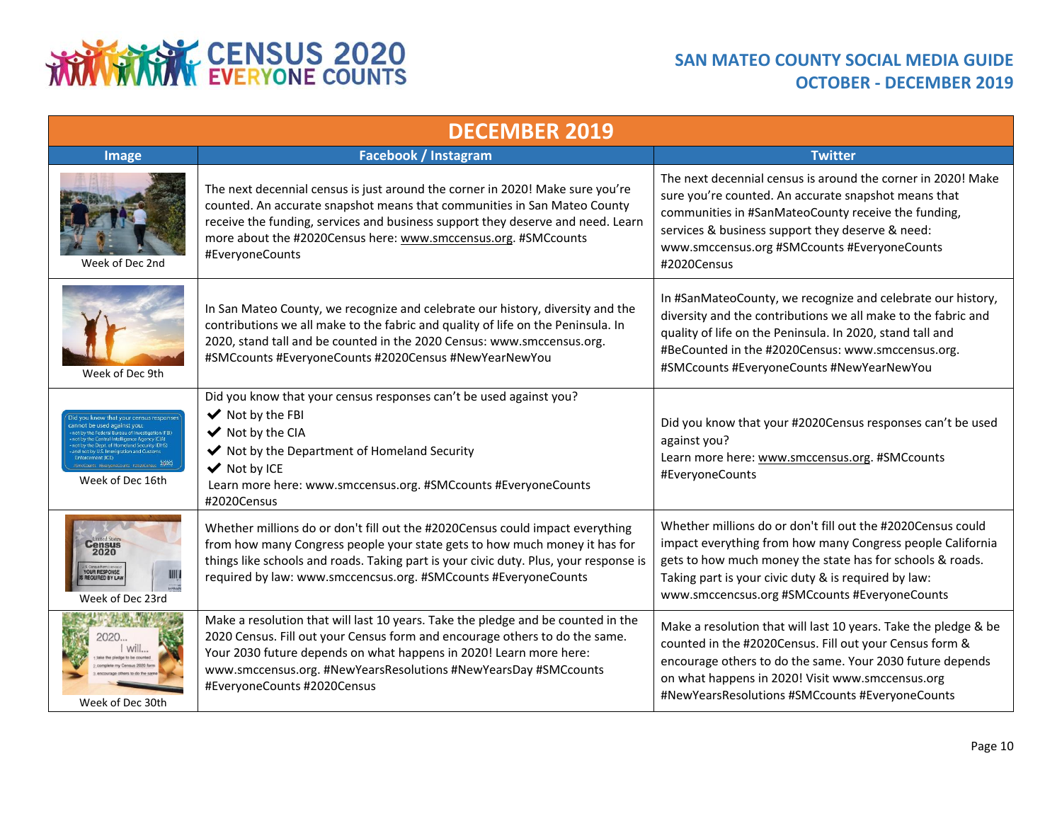# CENSUS 2020 EVERYONE COUNTS

## SAN MATEO COUNTY SOCIAL MEDIA GUIDE
## OCTOBER - DECEMBER 2019

| DECEMBER 2019 | | |
|---|---|---|
| **Image** | **Facebook / Instagram** | **Twitter** |
| Week of Dec 2nd | The next decennial census is just around the corner in 2020! Make sure you're counted. An accurate snapshot means that communities in San Mateo County receive the funding, services and business support they deserve and need. Learn more about the #2020Census here: www.smccensus.org. #SMCcounts #EveryoneCounts | The next decennial census is around the corner in 2020! Make sure you're counted. An accurate snapshot means that communities in #SanMateoCounty receive the funding, services & business support they deserve & need: www.smccensus.org #SMCcounts #EveryoneCounts #2020Census |
| Week of Dec 9th | In San Mateo County, we recognize and celebrate our history, diversity and the contributions we all make to the fabric and quality of life on the Peninsula. In 2020, stand tall and be counted in the 2020 Census: www.smccensus.org. #SMCcounts #EveryoneCounts #2020Census #NewYearNewYou | In #SanMateoCounty, we recognize and celebrate our history, diversity and the contributions we all make to the fabric and quality of life on the Peninsula. In 2020, stand tall and #BeCounted in the #2020Census: www.smccensus.org. #SMCcounts #EveryoneCounts #NewYearNewYou |
| Week of Dec 16th | Did you know that your census responses can't be used against you?<br>✔ Not by the FBI<br>✔ Not by the CIA<br>✔ Not by the Department of Homeland Security<br>✔ Not by ICE<br>Learn more here: www.smccensus.org. #SMCcounts #EveryoneCounts #2020Census | Did you know that your #2020Census responses can't be used against you?<br>Learn more here: www.smccensus.org. #SMCcounts #EveryoneCounts |
| Week of Dec 23rd | Whether millions do or don't fill out the #2020Census could impact everything from how many Congress people your state gets to how much money it has for things like schools and roads. Taking part is your civic duty. Plus, your response is required by law: www.smccencsus.org. #SMCcounts #EveryoneCounts | Whether millions do or don't fill out the #2020Census could impact everything from how many Congress people California gets to how much money the state has for schools & roads. Taking part is your civic duty & is required by law: www.smccencsus.org #SMCcounts #EveryoneCounts |
| Week of Dec 30th | Make a resolution that will last 10 years. Take the pledge and be counted in the 2020 Census. Fill out your Census form and encourage others to do the same. Your 2030 future depends on what happens in 2020! Learn more here: www.smccensus.org. #NewYearsResolutions #NewYearsDay #SMCcounts #EveryoneCounts #2020Census | Make a resolution that will last 10 years. Take the pledge & be counted in the #2020Census. Fill out your Census form & encourage others to do the same. Your 2030 future depends on what happens in 2020! Visit www.smccensus.org #NewYearsResolutions #SMCcounts #EveryoneCounts |